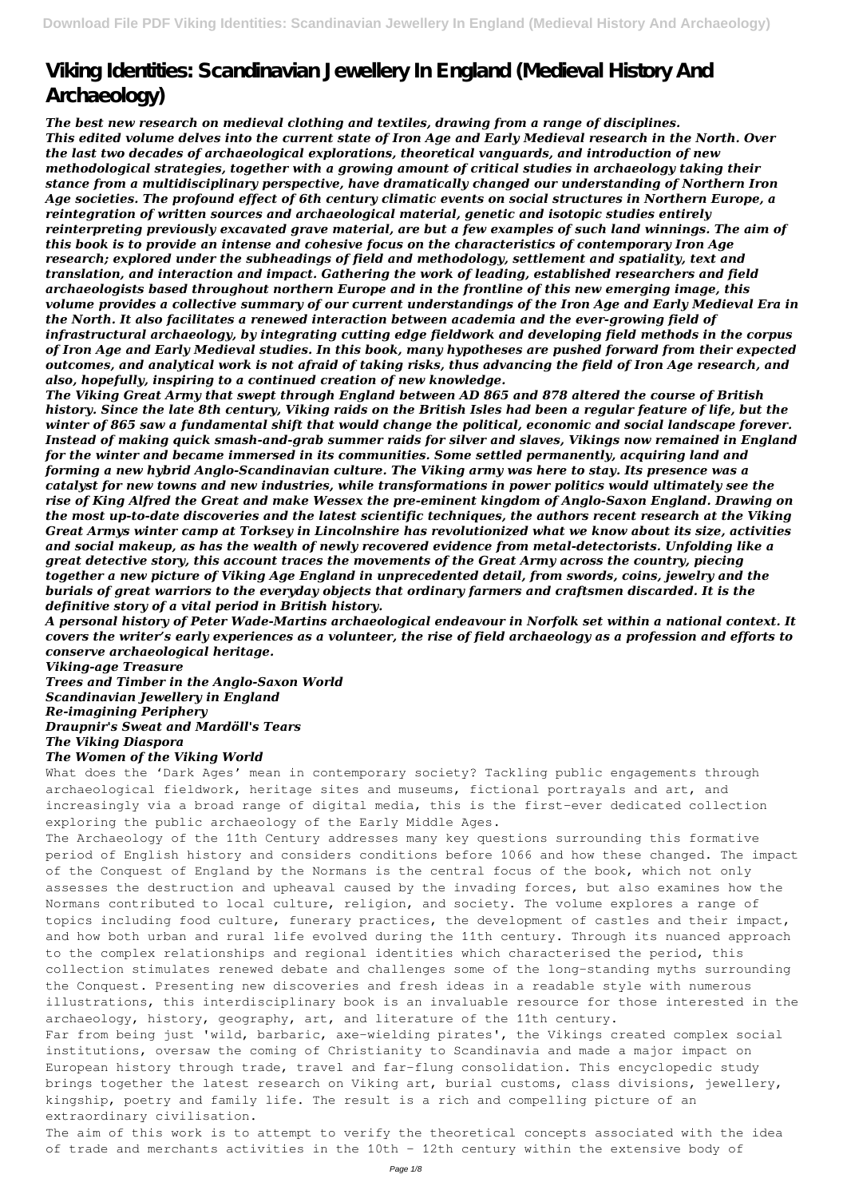# Viking Identities: Scandinavian Jewellery In England (Medieval History And Archaeology)

*The best new research on medieval clothing and textiles, drawing from a range of disciplines.*

*This edited volume delves into the current state of Iron Age and Early Medieval research in the North. Over the last two decades of archaeological explorations, theoretical vanguards, and introduction of new methodological strategies, together with a growing amount of critical studies in archaeology taking their stance from a multidisciplinary perspective, have dramatically changed our understanding of Northern Iron Age societies. The profound effect of 6th century climatic events on social structures in Northern Europe, a reintegration of written sources and archaeological material, genetic and isotopic studies entirely reinterpreting previously excavated grave material, are but a few examples of such land winnings. The aim of this book is to provide an intense and cohesive focus on the characteristics of contemporary Iron Age research; explored under the subheadings of field and methodology, settlement and spatiality, text and translation, and interaction and impact. Gathering the work of leading, established researchers and field archaeologists based throughout northern Europe and in the frontline of this new emerging image, this volume provides a collective summary of our current understandings of the Iron Age and Early Medieval Era in the North. It also facilitates a renewed interaction between academia and the ever-growing field of infrastructural archaeology, by integrating cutting edge fieldwork and developing field methods in the corpus of Iron Age and Early Medieval studies. In this book, many hypotheses are pushed forward from their expected outcomes, and analytical work is not afraid of taking risks, thus advancing the field of Iron Age research, and also, hopefully, inspiring to a continued creation of new knowledge.*

*The Viking Great Army that swept through England between AD 865 and 878 altered the course of British history. Since the late 8th century, Viking raids on the British Isles had been a regular feature of life, but the winter of 865 saw a fundamental shift that would change the political, economic and social landscape forever. Instead of making quick smash-and-grab summer raids for silver and slaves, Vikings now remained in England for the winter and became immersed in its communities. Some settled permanently, acquiring land and forming a new hybrid Anglo-Scandinavian culture. The Viking army was here to stay. Its presence was a catalyst for new towns and new industries, while transformations in power politics would ultimately see the rise of King Alfred the Great and make Wessex the pre-eminent kingdom of Anglo-Saxon England. Drawing on the most up-to-date discoveries and the latest scientific techniques, the authors recent research at the Viking Great Armys winter camp at Torksey in Lincolnshire has revolutionized what we know about its size, activities and social makeup, as has the wealth of newly recovered evidence from metal-detectorists. Unfolding like a great detective story, this account traces the movements of the Great Army across the country, piecing together a new picture of Viking Age England in unprecedented detail, from swords, coins, jewelry and the burials of great warriors to the everyday objects that ordinary farmers and craftsmen discarded. It is the definitive story of a vital period in British history.*

*A personal history of Peter Wade-Martins archaeological endeavour in Norfolk set within a national context. It covers the writer's early experiences as a volunteer, the rise of field archaeology as a profession and efforts to conserve archaeological heritage.*

***Viking-age Treasure***
***Trees and Timber in the Anglo-Saxon World***
***Scandinavian Jewellery in England***
***Re-imagining Periphery***
***Draupnir's Sweat and Mardöll's Tears***
***The Viking Diaspora***
***The Women of the Viking World***

What does the 'Dark Ages' mean in contemporary society? Tackling public engagements through archaeological fieldwork, heritage sites and museums, fictional portrayals and art, and increasingly via a broad range of digital media, this is the first-ever dedicated collection exploring the public archaeology of the Early Middle Ages.

The Archaeology of the 11th Century addresses many key questions surrounding this formative period of English history and considers conditions before 1066 and how these changed. The impact of the Conquest of England by the Normans is the central focus of the book, which not only assesses the destruction and upheaval caused by the invading forces, but also examines how the Normans contributed to local culture, religion, and society. The volume explores a range of topics including food culture, funerary practices, the development of castles and their impact, and how both urban and rural life evolved during the 11th century. Through its nuanced approach to the complex relationships and regional identities which characterised the period, this collection stimulates renewed debate and challenges some of the long-standing myths surrounding the Conquest. Presenting new discoveries and fresh ideas in a readable style with numerous illustrations, this interdisciplinary book is an invaluable resource for those interested in the archaeology, history, geography, art, and literature of the 11th century.

Far from being just 'wild, barbaric, axe-wielding pirates', the Vikings created complex social institutions, oversaw the coming of Christianity to Scandinavia and made a major impact on European history through trade, travel and far-flung consolidation. This encyclopedic study brings together the latest research on Viking art, burial customs, class divisions, jewellery, kingship, poetry and family life. The result is a rich and compelling picture of an extraordinary civilisation.

The aim of this work is to attempt to verify the theoretical concepts associated with the idea of trade and merchants activities in the 10th - 12th century within the extensive body of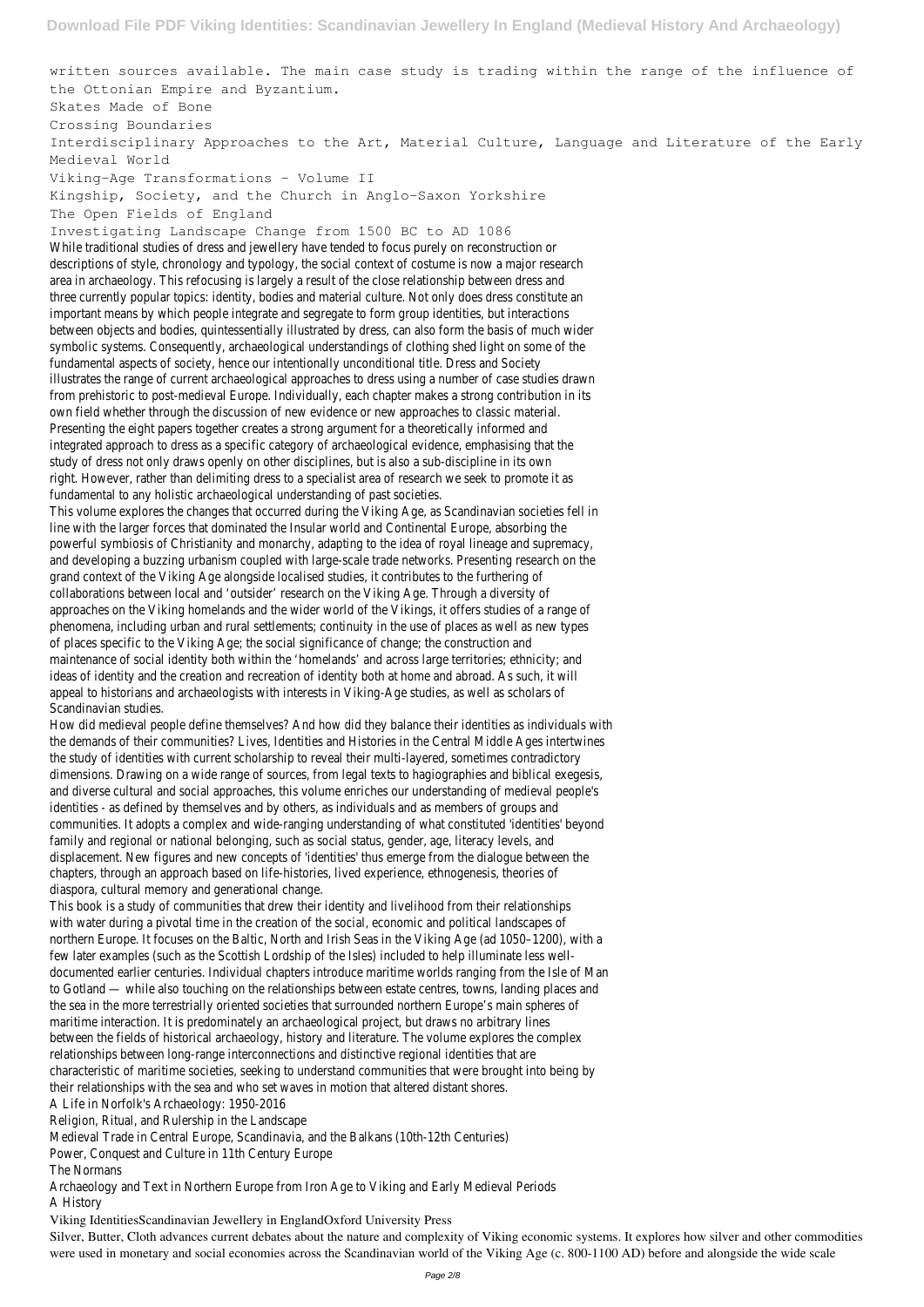written sources available. The main case study is trading within the range of the influence of the Ottonian Empire and Byzantium.

Skates Made of Bone

Crossing Boundaries

Interdisciplinary Approaches to the Art, Material Culture, Language and Literature of the Early Medieval World

Viking-Age Transformations - Volume II

Kingship, Society, and the Church in Anglo-Saxon Yorkshire

The Open Fields of England

Investigating Landscape Change from 1500 BC to AD 1086

While traditional studies of dress and jewellery have tended to focus purely on reconstruction or descriptions of style, chronology and typology, the social context of costume is now a major research area in archaeology. This refocusing is largely a result of the close relationship between dress and three currently popular topics: identity, bodies and material culture. Not only does dress constitute an important means by which people integrate and segregate to form group identities, but interactions between objects and bodies, quintessentially illustrated by dress, can also form the basis of much wider symbolic systems. Consequently, archaeological understandings of clothing shed light on some of the fundamental aspects of society, hence our intentionally unconditional title. Dress and Society illustrates the range of current archaeological approaches to dress using a number of case studies drawn from prehistoric to post-medieval Europe. Individually, each chapter makes a strong contribution in its own field whether through the discussion of new evidence or new approaches to classic material. Presenting the eight papers together creates a strong argument for a theoretically informed and integrated approach to dress as a specific category of archaeological evidence, emphasising that the study of dress not only draws openly on other disciplines, but is also a sub-discipline in its own right. However, rather than delimiting dress to a specialist area of research we seek to promote it as fundamental to any holistic archaeological understanding of past societies.

This volume explores the changes that occurred during the Viking Age, as Scandinavian societies fell in line with the larger forces that dominated the Insular world and Continental Europe, absorbing the powerful symbiosis of Christianity and monarchy, adapting to the idea of royal lineage and supremacy, and developing a buzzing urbanism coupled with large-scale trade networks. Presenting research on the grand context of the Viking Age alongside localised studies, it contributes to the furthering of collaborations between local and 'outsider' research on the Viking Age. Through a diversity of approaches on the Viking homelands and the wider world of the Vikings, it offers studies of a range of phenomena, including urban and rural settlements; continuity in the use of places as well as new types of places specific to the Viking Age; the social significance of change; the construction and maintenance of social identity both within the 'homelands' and across large territories; ethnicity; and ideas of identity and the creation and recreation of identity both at home and abroad. As such, it will appeal to historians and archaeologists with interests in Viking-Age studies, as well as scholars of Scandinavian studies.

How did medieval people define themselves? And how did they balance their identities as individuals with the demands of their communities? Lives, Identities and Histories in the Central Middle Ages intertwines the study of identities with current scholarship to reveal their multi-layered, sometimes contradictory dimensions. Drawing on a wide range of sources, from legal texts to hagiographies and biblical exegesis, and diverse cultural and social approaches, this volume enriches our understanding of medieval people's identities - as defined by themselves and by others, as individuals and as members of groups and communities. It adopts a complex and wide-ranging understanding of what constituted 'identities' beyond family and regional or national belonging, such as social status, gender, age, literacy levels, and displacement. New figures and new concepts of 'identities' thus emerge from the dialogue between the chapters, through an approach based on life-histories, lived experience, ethnogenesis, theories of diaspora, cultural memory and generational change.

This book is a study of communities that drew their identity and livelihood from their relationships with water during a pivotal time in the creation of the social, economic and political landscapes of northern Europe. It focuses on the Baltic, North and Irish Seas in the Viking Age (ad 1050–1200), with a few later examples (such as the Scottish Lordship of the Isles) included to help illuminate less well-documented earlier centuries. Individual chapters introduce maritime worlds ranging from the Isle of Man to Gotland — while also touching on the relationships between estate centres, towns, landing places and the sea in the more terrestrially oriented societies that surrounded northern Europe's main spheres of maritime interaction. It is predominately an archaeological project, but draws no arbitrary lines between the fields of historical archaeology, history and literature. The volume explores the complex relationships between long-range interconnections and distinctive regional identities that are characteristic of maritime societies, seeking to understand communities that were brought into being by their relationships with the sea and who set waves in motion that altered distant shores.

A Life in Norfolk's Archaeology: 1950-2016

Religion, Ritual, and Rulership in the Landscape

Medieval Trade in Central Europe, Scandinavia, and the Balkans (10th-12th Centuries)

Power, Conquest and Culture in 11th Century Europe

The Normans

Archaeology and Text in Northern Europe from Iron Age to Viking and Early Medieval Periods

A History

Viking IdentitiesScandinavian Jewellery in EnglandOxford University Press

Silver, Butter, Cloth advances current debates about the nature and complexity of Viking economic systems. It explores how silver and other commodities were used in monetary and social economies across the Scandinavian world of the Viking Age (c. 800-1100 AD) before and alongside the wide scale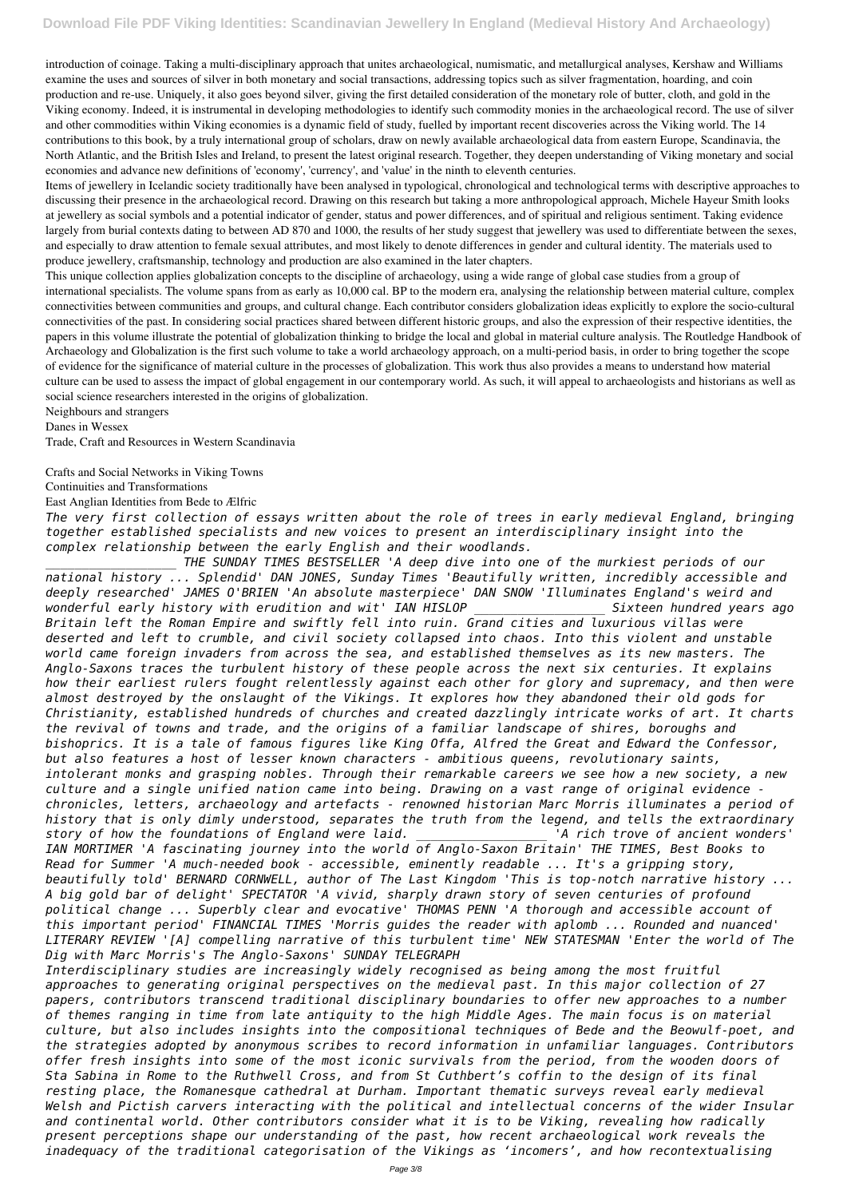introduction of coinage. Taking a multi-disciplinary approach that unites archaeological, numismatic, and metallurgical analyses, Kershaw and Williams examine the uses and sources of silver in both monetary and social transactions, addressing topics such as silver fragmentation, hoarding, and coin production and re-use. Uniquely, it also goes beyond silver, giving the first detailed consideration of the monetary role of butter, cloth, and gold in the Viking economy. Indeed, it is instrumental in developing methodologies to identify such commodity monies in the archaeological record. The use of silver and other commodities within Viking economies is a dynamic field of study, fuelled by important recent discoveries across the Viking world. The 14 contributions to this book, by a truly international group of scholars, draw on newly available archaeological data from eastern Europe, Scandinavia, the North Atlantic, and the British Isles and Ireland, to present the latest original research. Together, they deepen understanding of Viking monetary and social economies and advance new definitions of 'economy', 'currency', and 'value' in the ninth to eleventh centuries.

Items of jewellery in Icelandic society traditionally have been analysed in typological, chronological and technological terms with descriptive approaches to discussing their presence in the archaeological record. Drawing on this research but taking a more anthropological approach, Michele Hayeur Smith looks at jewellery as social symbols and a potential indicator of gender, status and power differences, and of spiritual and religious sentiment. Taking evidence largely from burial contexts dating to between AD 870 and 1000, the results of her study suggest that jewellery was used to differentiate between the sexes, and especially to draw attention to female sexual attributes, and most likely to denote differences in gender and cultural identity. The materials used to produce jewellery, craftsmanship, technology and production are also examined in the later chapters.

This unique collection applies globalization concepts to the discipline of archaeology, using a wide range of global case studies from a group of international specialists. The volume spans from as early as 10,000 cal. BP to the modern era, analysing the relationship between material culture, complex connectivities between communities and groups, and cultural change. Each contributor considers globalization ideas explicitly to explore the socio-cultural connectivities of the past. In considering social practices shared between different historic groups, and also the expression of their respective identities, the papers in this volume illustrate the potential of globalization thinking to bridge the local and global in material culture analysis. The Routledge Handbook of Archaeology and Globalization is the first such volume to take a world archaeology approach, on a multi-period basis, in order to bring together the scope of evidence for the significance of material culture in the processes of globalization. This work thus also provides a means to understand how material culture can be used to assess the impact of global engagement in our contemporary world. As such, it will appeal to archaeologists and historians as well as social science researchers interested in the origins of globalization.

Neighbours and strangers

Danes in Wessex

Trade, Craft and Resources in Western Scandinavia

Crafts and Social Networks in Viking Towns

Continuities and Transformations

East Anglian Identities from Bede to Ælfric

*The very first collection of essays written about the role of trees in early medieval England, bringing together established specialists and new voices to present an interdisciplinary insight into the complex relationship between the early English and their woodlands.*

*__________________ THE SUNDAY TIMES BESTSELLER 'A deep dive into one of the murkiest periods of our national history ... Splendid' DAN JONES, Sunday Times 'Beautifully written, incredibly accessible and deeply researched' JAMES O'BRIEN 'An absolute masterpiece' DAN SNOW 'Illuminates England's weird and wonderful early history with erudition and wit' IAN HISLOP __________________ Sixteen hundred years ago Britain left the Roman Empire and swiftly fell into ruin. Grand cities and luxurious villas were deserted and left to crumble, and civil society collapsed into chaos. Into this violent and unstable world came foreign invaders from across the sea, and established themselves as its new masters. The Anglo-Saxons traces the turbulent history of these people across the next six centuries. It explains how their earliest rulers fought relentlessly against each other for glory and supremacy, and then were almost destroyed by the onslaught of the Vikings. It explores how they abandoned their old gods for Christianity, established hundreds of churches and created dazzlingly intricate works of art. It charts the revival of towns and trade, and the origins of a familiar landscape of shires, boroughs and bishoprics. It is a tale of famous figures like King Offa, Alfred the Great and Edward the Confessor, but also features a host of lesser known characters - ambitious queens, revolutionary saints, intolerant monks and grasping nobles. Through their remarkable careers we see how a new society, a new culture and a single unified nation came into being. Drawing on a vast range of original evidence - chronicles, letters, archaeology and artefacts - renowned historian Marc Morris illuminates a period of history that is only dimly understood, separates the truth from the legend, and tells the extraordinary story of how the foundations of England were laid. __________________ 'A rich trove of ancient wonders' IAN MORTIMER 'A fascinating journey into the world of Anglo-Saxon Britain' THE TIMES, Best Books to Read for Summer 'A much-needed book - accessible, eminently readable ... It's a gripping story, beautifully told' BERNARD CORNWELL, author of The Last Kingdom 'This is top-notch narrative history ... A big gold bar of delight' SPECTATOR 'A vivid, sharply drawn story of seven centuries of profound political change ... Superbly clear and evocative' THOMAS PENN 'A thorough and accessible account of this important period' FINANCIAL TIMES 'Morris guides the reader with aplomb ... Rounded and nuanced' LITERARY REVIEW '[A] compelling narrative of this turbulent time' NEW STATESMAN 'Enter the world of The Dig with Marc Morris's The Anglo-Saxons' SUNDAY TELEGRAPH*

*Interdisciplinary studies are increasingly widely recognised as being among the most fruitful approaches to generating original perspectives on the medieval past. In this major collection of 27 papers, contributors transcend traditional disciplinary boundaries to offer new approaches to a number of themes ranging in time from late antiquity to the high Middle Ages. The main focus is on material culture, but also includes insights into the compositional techniques of Bede and the Beowulf-poet, and the strategies adopted by anonymous scribes to record information in unfamiliar languages. Contributors offer fresh insights into some of the most iconic survivals from the period, from the wooden doors of Sta Sabina in Rome to the Ruthwell Cross, and from St Cuthbert's coffin to the design of its final resting place, the Romanesque cathedral at Durham. Important thematic surveys reveal early medieval Welsh and Pictish carvers interacting with the political and intellectual concerns of the wider Insular and continental world. Other contributors consider what it is to be Viking, revealing how radically present perceptions shape our understanding of the past, how recent archaeological work reveals the inadequacy of the traditional categorisation of the Vikings as 'incomers', and how recontextualising*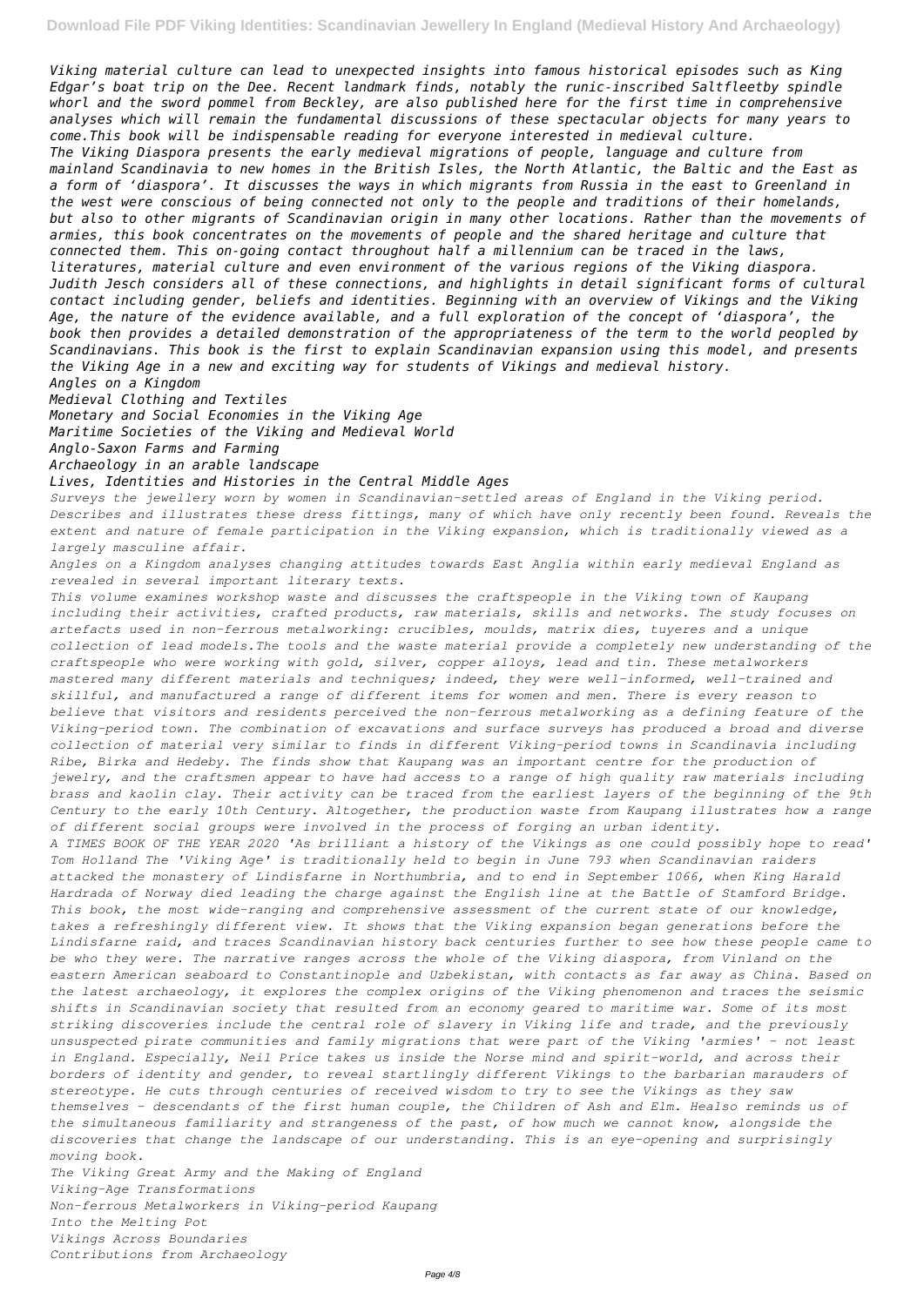*Viking material culture can lead to unexpected insights into famous historical episodes such as King Edgar's boat trip on the Dee. Recent landmark finds, notably the runic-inscribed Saltfleetby spindle whorl and the sword pommel from Beckley, are also published here for the first time in comprehensive analyses which will remain the fundamental discussions of these spectacular objects for many years to come.This book will be indispensable reading for everyone interested in medieval culture.*

*The Viking Diaspora presents the early medieval migrations of people, language and culture from mainland Scandinavia to new homes in the British Isles, the North Atlantic, the Baltic and the East as a form of 'diaspora'. It discusses the ways in which migrants from Russia in the east to Greenland in the west were conscious of being connected not only to the people and traditions of their homelands, but also to other migrants of Scandinavian origin in many other locations. Rather than the movements of armies, this book concentrates on the movements of people and the shared heritage and culture that connected them. This on-going contact throughout half a millennium can be traced in the laws, literatures, material culture and even environment of the various regions of the Viking diaspora. Judith Jesch considers all of these connections, and highlights in detail significant forms of cultural contact including gender, beliefs and identities. Beginning with an overview of Vikings and the Viking Age, the nature of the evidence available, and a full exploration of the concept of 'diaspora', the book then provides a detailed demonstration of the appropriateness of the term to the world peopled by Scandinavians. This book is the first to explain Scandinavian expansion using this model, and presents the Viking Age in a new and exciting way for students of Vikings and medieval history.*

*Angles on a Kingdom*
*Medieval Clothing and Textiles*
*Monetary and Social Economies in the Viking Age*
*Maritime Societies of the Viking and Medieval World*
*Anglo-Saxon Farms and Farming*
*Archaeology in an arable landscape*
*Lives, Identities and Histories in the Central Middle Ages*

*Surveys the jewellery worn by women in Scandinavian-settled areas of England in the Viking period. Describes and illustrates these dress fittings, many of which have only recently been found. Reveals the extent and nature of female participation in the Viking expansion, which is traditionally viewed as a largely masculine affair.*

*Angles on a Kingdom analyses changing attitudes towards East Anglia within early medieval England as revealed in several important literary texts.*

*This volume examines workshop waste and discusses the craftspeople in the Viking town of Kaupang including their activities, crafted products, raw materials, skills and networks. The study focuses on artefacts used in non-ferrous metalworking: crucibles, moulds, matrix dies, tuyeres and a unique collection of lead models.The tools and the waste material provide a completely new understanding of the craftspeople who were working with gold, silver, copper alloys, lead and tin. These metalworkers mastered many different materials and techniques; indeed, they were well-informed, well-trained and skillful, and manufactured a range of different items for women and men. There is every reason to believe that visitors and residents perceived the non-ferrous metalworking as a defining feature of the Viking-period town. The combination of excavations and surface surveys has produced a broad and diverse collection of material very similar to finds in different Viking-period towns in Scandinavia including Ribe, Birka and Hedeby. The finds show that Kaupang was an important centre for the production of jewelry, and the craftsmen appear to have had access to a range of high quality raw materials including brass and kaolin clay. Their activity can be traced from the earliest layers of the beginning of the 9th Century to the early 10th Century. Altogether, the production waste from Kaupang illustrates how a range of different social groups were involved in the process of forging an urban identity.*

*A TIMES BOOK OF THE YEAR 2020 'As brilliant a history of the Vikings as one could possibly hope to read' Tom Holland The 'Viking Age' is traditionally held to begin in June 793 when Scandinavian raiders attacked the monastery of Lindisfarne in Northumbria, and to end in September 1066, when King Harald Hardrada of Norway died leading the charge against the English line at the Battle of Stamford Bridge. This book, the most wide-ranging and comprehensive assessment of the current state of our knowledge, takes a refreshingly different view. It shows that the Viking expansion began generations before the Lindisfarne raid, and traces Scandinavian history back centuries further to see how these people came to be who they were. The narrative ranges across the whole of the Viking diaspora, from Vinland on the eastern American seaboard to Constantinople and Uzbekistan, with contacts as far away as China. Based on the latest archaeology, it explores the complex origins of the Viking phenomenon and traces the seismic shifts in Scandinavian society that resulted from an economy geared to maritime war. Some of its most striking discoveries include the central role of slavery in Viking life and trade, and the previously unsuspected pirate communities and family migrations that were part of the Viking 'armies' - not least in England. Especially, Neil Price takes us inside the Norse mind and spirit-world, and across their borders of identity and gender, to reveal startlingly different Vikings to the barbarian marauders of stereotype. He cuts through centuries of received wisdom to try to see the Vikings as they saw themselves - descendants of the first human couple, the Children of Ash and Elm. Healso reminds us of the simultaneous familiarity and strangeness of the past, of how much we cannot know, alongside the discoveries that change the landscape of our understanding. This is an eye-opening and surprisingly moving book.*

*The Viking Great Army and the Making of England*
*Viking-Age Transformations*
*Non-ferrous Metalworkers in Viking-period Kaupang*
*Into the Melting Pot*
*Vikings Across Boundaries*
*Contributions from Archaeology*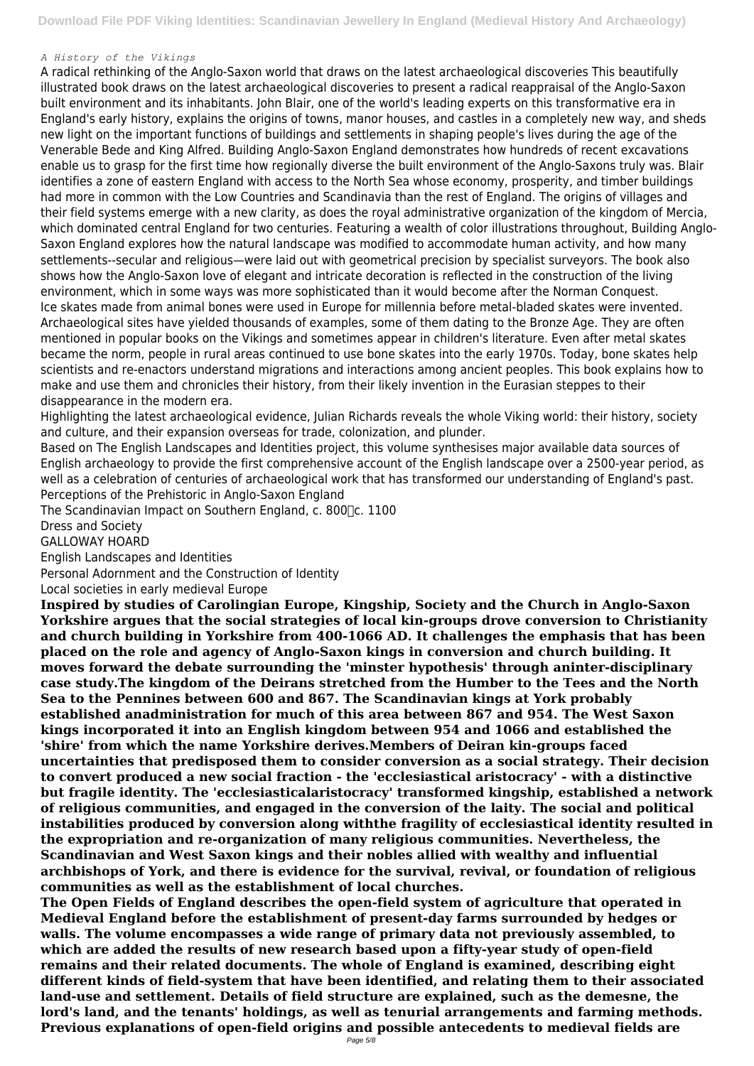*A History of the Vikings*

A radical rethinking of the Anglo-Saxon world that draws on the latest archaeological discoveries This beautifully illustrated book draws on the latest archaeological discoveries to present a radical reappraisal of the Anglo-Saxon built environment and its inhabitants. John Blair, one of the world's leading experts on this transformative era in England's early history, explains the origins of towns, manor houses, and castles in a completely new way, and sheds new light on the important functions of buildings and settlements in shaping people's lives during the age of the Venerable Bede and King Alfred. Building Anglo-Saxon England demonstrates how hundreds of recent excavations enable us to grasp for the first time how regionally diverse the built environment of the Anglo-Saxons truly was. Blair identifies a zone of eastern England with access to the North Sea whose economy, prosperity, and timber buildings had more in common with the Low Countries and Scandinavia than the rest of England. The origins of villages and their field systems emerge with a new clarity, as does the royal administrative organization of the kingdom of Mercia, which dominated central England for two centuries. Featuring a wealth of color illustrations throughout, Building Anglo-Saxon England explores how the natural landscape was modified to accommodate human activity, and how many settlements--secular and religious—were laid out with geometrical precision by specialist surveyors. The book also shows how the Anglo-Saxon love of elegant and intricate decoration is reflected in the construction of the living environment, which in some ways was more sophisticated than it would become after the Norman Conquest.

Ice skates made from animal bones were used in Europe for millennia before metal-bladed skates were invented. Archaeological sites have yielded thousands of examples, some of them dating to the Bronze Age. They are often mentioned in popular books on the Vikings and sometimes appear in children's literature. Even after metal skates became the norm, people in rural areas continued to use bone skates into the early 1970s. Today, bone skates help scientists and re-enactors understand migrations and interactions among ancient peoples. This book explains how to make and use them and chronicles their history, from their likely invention in the Eurasian steppes to their disappearance in the modern era.

Highlighting the latest archaeological evidence, Julian Richards reveals the whole Viking world: their history, society and culture, and their expansion overseas for trade, colonization, and plunder.

Based on The English Landscapes and Identities project, this volume synthesises major available data sources of English archaeology to provide the first comprehensive account of the English landscape over a 2500-year period, as well as a celebration of centuries of archaeological work that has transformed our understanding of England's past.

Perceptions of the Prehistoric in Anglo-Saxon England

The Scandinavian Impact on Southern England, c. 800–c. 1100

Dress and Society

GALLOWAY HOARD

English Landscapes and Identities

Personal Adornment and the Construction of Identity

Local societies in early medieval Europe

**Inspired by studies of Carolingian Europe, Kingship, Society and the Church in Anglo-Saxon Yorkshire argues that the social strategies of local kin-groups drove conversion to Christianity and church building in Yorkshire from 400-1066 AD. It challenges the emphasis that has been placed on the role and agency of Anglo-Saxon kings in conversion and church building. It moves forward the debate surrounding the 'minster hypothesis' through aninter-disciplinary case study.The kingdom of the Deirans stretched from the Humber to the Tees and the North Sea to the Pennines between 600 and 867. The Scandinavian kings at York probably established anadministration for much of this area between 867 and 954. The West Saxon kings incorporated it into an English kingdom between 954 and 1066 and established the 'shire' from which the name Yorkshire derives.Members of Deiran kin-groups faced uncertainties that predisposed them to consider conversion as a social strategy. Their decision to convert produced a new social fraction - the 'ecclesiastical aristocracy' - with a distinctive but fragile identity. The 'ecclesiasticalaristocracy' transformed kingship, established a network of religious communities, and engaged in the conversion of the laity. The social and political instabilities produced by conversion along withthe fragility of ecclesiastical identity resulted in the expropriation and re-organization of many religious communities. Nevertheless, the Scandinavian and West Saxon kings and their nobles allied with wealthy and influential archbishops of York, and there is evidence for the survival, revival, or foundation of religious communities as well as the establishment of local churches.**

**The Open Fields of England describes the open-field system of agriculture that operated in Medieval England before the establishment of present-day farms surrounded by hedges or walls. The volume encompasses a wide range of primary data not previously assembled, to which are added the results of new research based upon a fifty-year study of open-field remains and their related documents. The whole of England is examined, describing eight different kinds of field-system that have been identified, and relating them to their associated land-use and settlement. Details of field structure are explained, such as the demesne, the lord's land, and the tenants' holdings, as well as tenurial arrangements and farming methods. Previous explanations of open-field origins and possible antecedents to medieval fields are**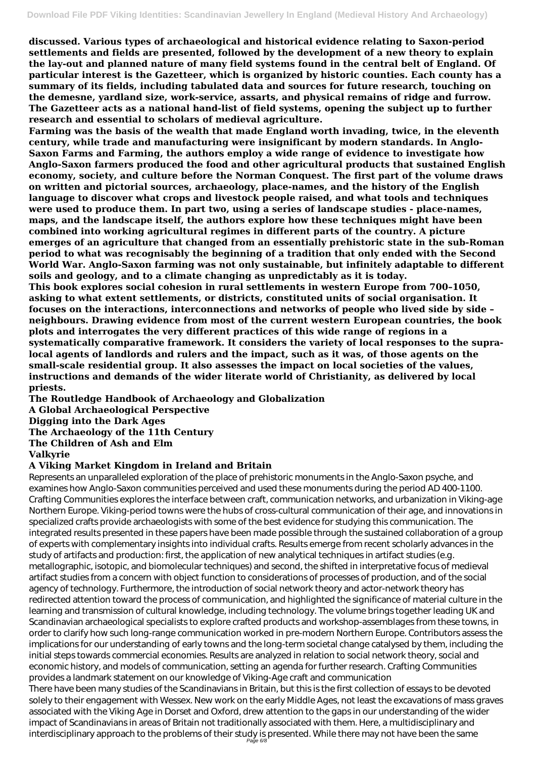**discussed. Various types of archaeological and historical evidence relating to Saxon-period settlements and fields are presented, followed by the development of a new theory to explain the lay-out and planned nature of many field systems found in the central belt of England. Of particular interest is the Gazetteer, which is organized by historic counties. Each county has a summary of its fields, including tabulated data and sources for future research, touching on the demesne, yardland size, work-service, assarts, and physical remains of ridge and furrow. The Gazetteer acts as a national hand-list of field systems, opening the subject up to further research and essential to scholars of medieval agriculture.**

**Farming was the basis of the wealth that made England worth invading, twice, in the eleventh century, while trade and manufacturing were insignificant by modern standards. In Anglo-Saxon Farms and Farming, the authors employ a wide range of evidence to investigate how Anglo-Saxon farmers produced the food and other agricultural products that sustained English economy, society, and culture before the Norman Conquest. The first part of the volume draws on written and pictorial sources, archaeology, place-names, and the history of the English language to discover what crops and livestock people raised, and what tools and techniques were used to produce them. In part two, using a series of landscape studies - place-names, maps, and the landscape itself, the authors explore how these techniques might have been combined into working agricultural regimes in different parts of the country. A picture emerges of an agriculture that changed from an essentially prehistoric state in the sub-Roman period to what was recognisably the beginning of a tradition that only ended with the Second World War. Anglo-Saxon farming was not only sustainable, but infinitely adaptable to different soils and geology, and to a climate changing as unpredictably as it is today.**

**This book explores social cohesion in rural settlements in western Europe from 700–1050, asking to what extent settlements, or districts, constituted units of social organisation. It focuses on the interactions, interconnections and networks of people who lived side by side – neighbours. Drawing evidence from most of the current western European countries, the book plots and interrogates the very different practices of this wide range of regions in a systematically comparative framework. It considers the variety of local responses to the supra-local agents of landlords and rulers and the impact, such as it was, of those agents on the small-scale residential group. It also assesses the impact on local societies of the values, instructions and demands of the wider literate world of Christianity, as delivered by local priests.**

**The Routledge Handbook of Archaeology and Globalization**
**A Global Archaeological Perspective**
**Digging into the Dark Ages**
**The Archaeology of the 11th Century**
**The Children of Ash and Elm**
**Valkyrie**
**A Viking Market Kingdom in Ireland and Britain**

Represents an unparalleled exploration of the place of prehistoric monuments in the Anglo-Saxon psyche, and examines how Anglo-Saxon communities perceived and used these monuments during the period AD 400-1100. Crafting Communities explores the interface between craft, communication networks, and urbanization in Viking-age Northern Europe. Viking-period towns were the hubs of cross-cultural communication of their age, and innovations in specialized crafts provide archaeologists with some of the best evidence for studying this communication. The integrated results presented in these papers have been made possible through the sustained collaboration of a group of experts with complementary insights into individual crafts. Results emerge from recent scholarly advances in the study of artifacts and production: first, the application of new analytical techniques in artifact studies (e.g. metallographic, isotopic, and biomolecular techniques) and second, the shifted in interpretative focus of medieval artifact studies from a concern with object function to considerations of processes of production, and of the social agency of technology. Furthermore, the introduction of social network theory and actor-network theory has redirected attention toward the process of communication, and highlighted the significance of material culture in the learning and transmission of cultural knowledge, including technology. The volume brings together leading UK and Scandinavian archaeological specialists to explore crafted products and workshop-assemblages from these towns, in order to clarify how such long-range communication worked in pre-modern Northern Europe. Contributors assess the implications for our understanding of early towns and the long-term societal change catalysed by them, including the initial steps towards commercial economies. Results are analyzed in relation to social network theory, social and economic history, and models of communication, setting an agenda for further research. Crafting Communities provides a landmark statement on our knowledge of Viking-Age craft and communication

There have been many studies of the Scandinavians in Britain, but this is the first collection of essays to be devoted solely to their engagement with Wessex. New work on the early Middle Ages, not least the excavations of mass graves associated with the Viking Age in Dorset and Oxford, drew attention to the gaps in our understanding of the wider impact of Scandinavians in areas of Britain not traditionally associated with them. Here, a multidisciplinary and interdisciplinary approach to the problems of their study is presented. While there may not have been the same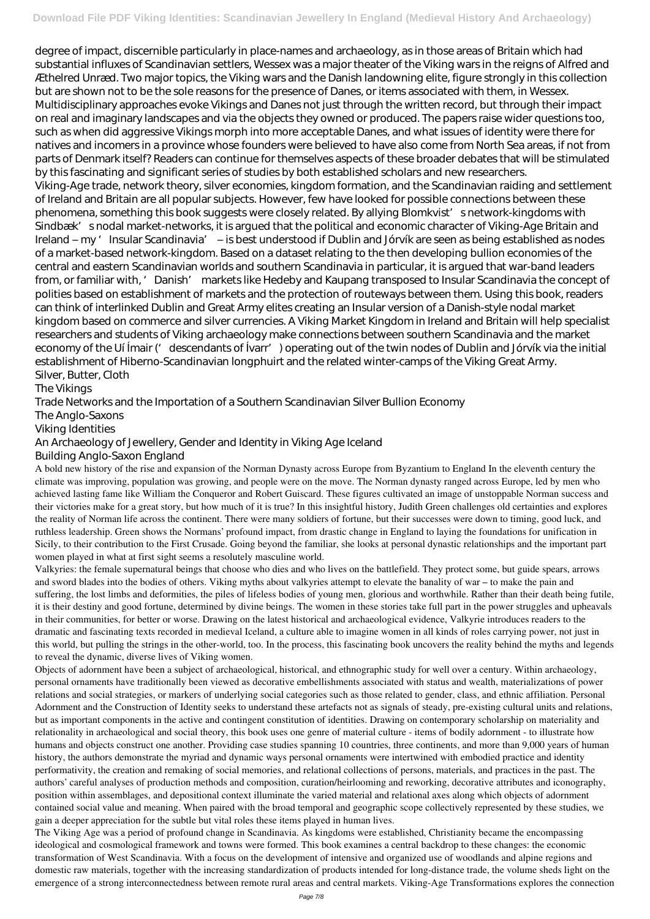degree of impact, discernible particularly in place-names and archaeology, as in those areas of Britain which had substantial influxes of Scandinavian settlers, Wessex was a major theater of the Viking wars in the reigns of Alfred and Æthelred Unræd. Two major topics, the Viking wars and the Danish landowning elite, figure strongly in this collection but are shown not to be the sole reasons for the presence of Danes, or items associated with them, in Wessex. Multidisciplinary approaches evoke Vikings and Danes not just through the written record, but through their impact on real and imaginary landscapes and via the objects they owned or produced. The papers raise wider questions too, such as when did aggressive Vikings morph into more acceptable Danes, and what issues of identity were there for natives and incomers in a province whose founders were believed to have also come from North Sea areas, if not from parts of Denmark itself? Readers can continue for themselves aspects of these broader debates that will be stimulated by this fascinating and significant series of studies by both established scholars and new researchers.

Viking-Age trade, network theory, silver economies, kingdom formation, and the Scandinavian raiding and settlement of Ireland and Britain are all popular subjects. However, few have looked for possible connections between these phenomena, something this book suggests were closely related. By allying Blomkvist's network-kingdoms with Sindbæk's nodal market-networks, it is argued that the political and economic character of Viking-Age Britain and Ireland – my 'Insular Scandinavia' – is best understood if Dublin and Jórvík are seen as being established as nodes of a market-based network-kingdom. Based on a dataset relating to the then developing bullion economies of the central and eastern Scandinavian worlds and southern Scandinavia in particular, it is argued that war-band leaders from, or familiar with, 'Danish' markets like Hedeby and Kaupang transposed to Insular Scandinavia the concept of polities based on establishment of markets and the protection of routeways between them. Using this book, readers can think of interlinked Dublin and Great Army elites creating an Insular version of a Danish-style nodal market kingdom based on commerce and silver currencies. A Viking Market Kingdom in Ireland and Britain will help specialist researchers and students of Viking archaeology make connections between southern Scandinavia and the market economy of the Uí Ímair ('descendants of Ívarr') operating out of the twin nodes of Dublin and Jórvík via the initial establishment of Hiberno-Scandinavian longphuirt and the related winter-camps of the Viking Great Army.

Silver, Butter, Cloth

The Vikings

Trade Networks and the Importation of a Southern Scandinavian Silver Bullion Economy

The Anglo-Saxons

Viking Identities

An Archaeology of Jewellery, Gender and Identity in Viking Age Iceland

Building Anglo-Saxon England

A bold new history of the rise and expansion of the Norman Dynasty across Europe from Byzantium to England In the eleventh century the climate was improving, population was growing, and people were on the move. The Norman dynasty ranged across Europe, led by men who achieved lasting fame like William the Conqueror and Robert Guiscard. These figures cultivated an image of unstoppable Norman success and their victories make for a great story, but how much of it is true? In this insightful history, Judith Green challenges old certainties and explores the reality of Norman life across the continent. There were many soldiers of fortune, but their successes were down to timing, good luck, and ruthless leadership. Green shows the Normans' profound impact, from drastic change in England to laying the foundations for unification in Sicily, to their contribution to the First Crusade. Going beyond the familiar, she looks at personal dynastic relationships and the important part women played in what at first sight seems a resolutely masculine world.

Valkyries: the female supernatural beings that choose who dies and who lives on the battlefield. They protect some, but guide spears, arrows and sword blades into the bodies of others. Viking myths about valkyries attempt to elevate the banality of war – to make the pain and suffering, the lost limbs and deformities, the piles of lifeless bodies of young men, glorious and worthwhile. Rather than their death being futile, it is their destiny and good fortune, determined by divine beings. The women in these stories take full part in the power struggles and upheavals in their communities, for better or worse. Drawing on the latest historical and archaeological evidence, Valkyrie introduces readers to the dramatic and fascinating texts recorded in medieval Iceland, a culture able to imagine women in all kinds of roles carrying power, not just in this world, but pulling the strings in the other-world, too. In the process, this fascinating book uncovers the reality behind the myths and legends to reveal the dynamic, diverse lives of Viking women.

Objects of adornment have been a subject of archaeological, historical, and ethnographic study for well over a century. Within archaeology, personal ornaments have traditionally been viewed as decorative embellishments associated with status and wealth, materializations of power relations and social strategies, or markers of underlying social categories such as those related to gender, class, and ethnic affiliation. Personal Adornment and the Construction of Identity seeks to understand these artefacts not as signals of steady, pre-existing cultural units and relations, but as important components in the active and contingent constitution of identities. Drawing on contemporary scholarship on materiality and relationality in archaeological and social theory, this book uses one genre of material culture - items of bodily adornment - to illustrate how humans and objects construct one another. Providing case studies spanning 10 countries, three continents, and more than 9,000 years of human history, the authors demonstrate the myriad and dynamic ways personal ornaments were intertwined with embodied practice and identity performativity, the creation and remaking of social memories, and relational collections of persons, materials, and practices in the past. The authors' careful analyses of production methods and composition, curation/heirlooming and reworking, decorative attributes and iconography, position within assemblages, and depositional context illuminate the varied material and relational axes along which objects of adornment contained social value and meaning. When paired with the broad temporal and geographic scope collectively represented by these studies, we gain a deeper appreciation for the subtle but vital roles these items played in human lives.

The Viking Age was a period of profound change in Scandinavia. As kingdoms were established, Christianity became the encompassing ideological and cosmological framework and towns were formed. This book examines a central backdrop to these changes: the economic transformation of West Scandinavia. With a focus on the development of intensive and organized use of woodlands and alpine regions and domestic raw materials, together with the increasing standardization of products intended for long-distance trade, the volume sheds light on the emergence of a strong interconnectedness between remote rural areas and central markets. Viking-Age Transformations explores the connection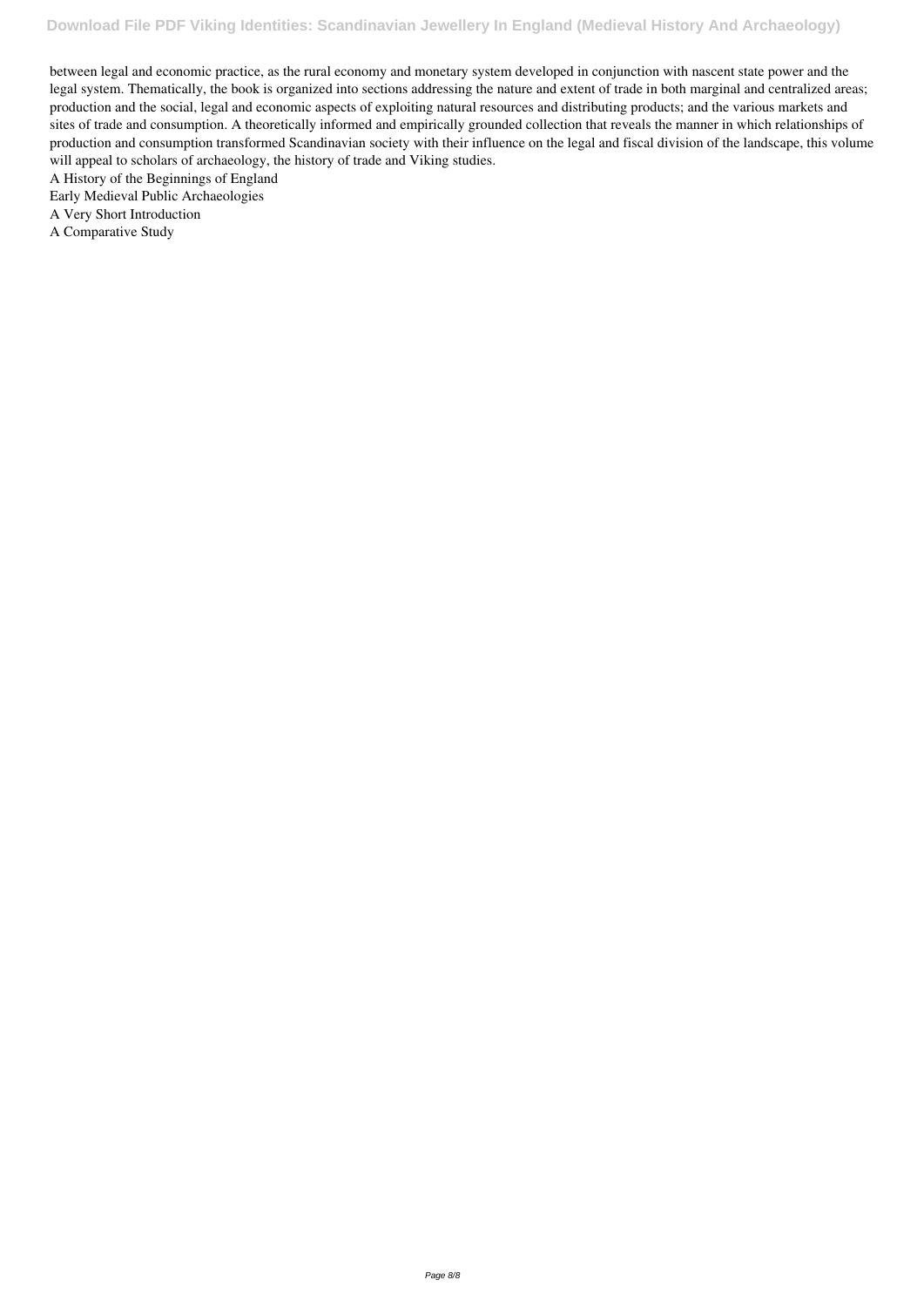between legal and economic practice, as the rural economy and monetary system developed in conjunction with nascent state power and the legal system. Thematically, the book is organized into sections addressing the nature and extent of trade in both marginal and centralized areas; production and the social, legal and economic aspects of exploiting natural resources and distributing products; and the various markets and sites of trade and consumption. A theoretically informed and empirically grounded collection that reveals the manner in which relationships of production and consumption transformed Scandinavian society with their influence on the legal and fiscal division of the landscape, this volume will appeal to scholars of archaeology, the history of trade and Viking studies.

A History of the Beginnings of England

Early Medieval Public Archaeologies

A Very Short Introduction

A Comparative Study